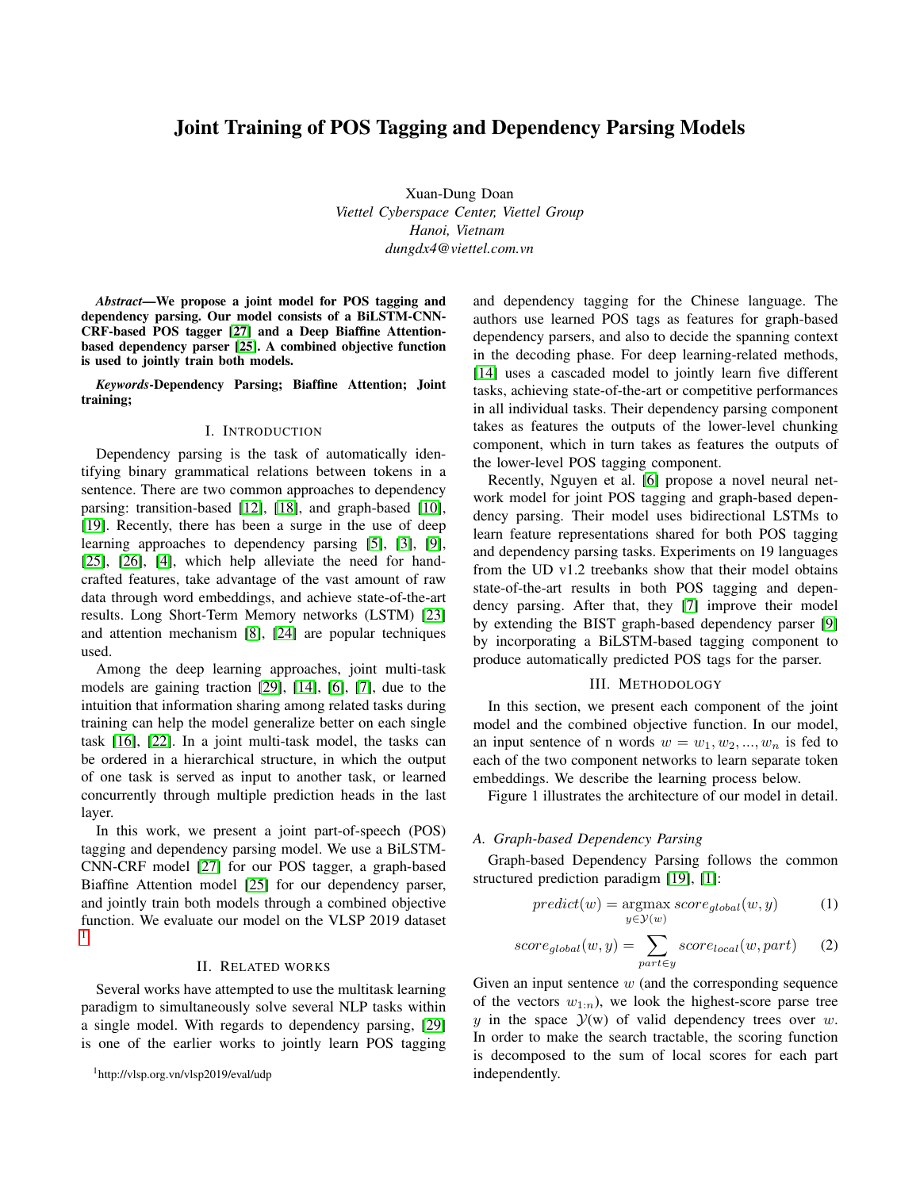# Joint Training of POS Tagging and Dependency Parsing Models

Xuan-Dung Doan
*Viettel Cyberspace Center, Viettel Group*
*Hanoi, Vietnam*
*dungdx4@viettel.com.vn*

***Abstract*—We propose a joint model for POS tagging and dependency parsing. Our model consists of a BiLSTM-CNN-CRF-based POS tagger [27] and a Deep Biaffine Attention-based dependency parser [25]. A combined objective function is used to jointly train both models.**

***Keywords*-Dependency Parsing; Biaffine Attention; Joint training;**

## I. Introduction

Dependency parsing is the task of automatically identifying binary grammatical relations between tokens in a sentence. There are two common approaches to dependency parsing: transition-based [12], [18], and graph-based [10], [19]. Recently, there has been a surge in the use of deep learning approaches to dependency parsing [5], [3], [9], [25], [26], [4], which help alleviate the need for hand-crafted features, take advantage of the vast amount of raw data through word embeddings, and achieve state-of-the-art results. Long Short-Term Memory networks (LSTM) [23] and attention mechanism [8], [24] are popular techniques used.

Among the deep learning approaches, joint multi-task models are gaining traction [29], [14], [6], [7], due to the intuition that information sharing among related tasks during training can help the model generalize better on each single task [16], [22]. In a joint multi-task model, the tasks can be ordered in a hierarchical structure, in which the output of one task is served as input to another task, or learned concurrently through multiple prediction heads in the last layer.

In this work, we present a joint part-of-speech (POS) tagging and dependency parsing model. We use a BiLSTM-CNN-CRF model [27] for our POS tagger, a graph-based Biaffine Attention model [25] for our dependency parser, and jointly train both models through a combined objective function. We evaluate our model on the VLSP 2019 dataset [1]

## II. Related works

Several works have attempted to use the multitask learning paradigm to simultaneously solve several NLP tasks within a single model. With regards to dependency parsing, [29] is one of the earlier works to jointly learn POS tagging and dependency tagging for the Chinese language. The authors use learned POS tags as features for graph-based dependency parsers, and also to decide the spanning context in the decoding phase. For deep learning-related methods, [14] uses a cascaded model to jointly learn five different tasks, achieving state-of-the-art or competitive performances in all individual tasks. Their dependency parsing component takes as features the outputs of the lower-level chunking component, which in turn takes as features the outputs of the lower-level POS tagging component.

Recently, Nguyen et al. [6] propose a novel neural network model for joint POS tagging and graph-based dependency parsing. Their model uses bidirectional LSTMs to learn feature representations shared for both POS tagging and dependency parsing tasks. Experiments on 19 languages from the UD v1.2 treebanks show that their model obtains state-of-the-art results in both POS tagging and dependency parsing. After that, they [7] improve their model by extending the BIST graph-based dependency parser [9] by incorporating a BiLSTM-based tagging component to produce automatically predicted POS tags for the parser.

## III. Methodology

In this section, we present each component of the joint model and the combined objective function. In our model, an input sentence of n words $w = w_1, w_2, ..., w_n$ is fed to each of the two component networks to learn separate token embeddings. We describe the learning process below.

Figure 1 illustrates the architecture of our model in detail.

### A. Graph-based Dependency Parsing

Graph-based Dependency Parsing follows the common structured prediction paradigm [19], [1]:

$$predict(w) = \underset{y \in \mathcal{Y}(w)}{\operatorname{argmax}}\, score_{global}(w, y) \quad (1)$$

$$score_{global}(w, y) = \sum_{part \in y} score_{local}(w, part) \quad (2)$$

Given an input sentence $w$ (and the corresponding sequence of the vectors $w_{1:n}$), we look the highest-score parse tree $y$ in the space $\mathcal{Y}$(w) of valid dependency trees over $w$. In order to make the search tractable, the scoring function is decomposed to the sum of local scores for each part independently.

[1] http://vlsp.org.vn/vlsp2019/eval/udp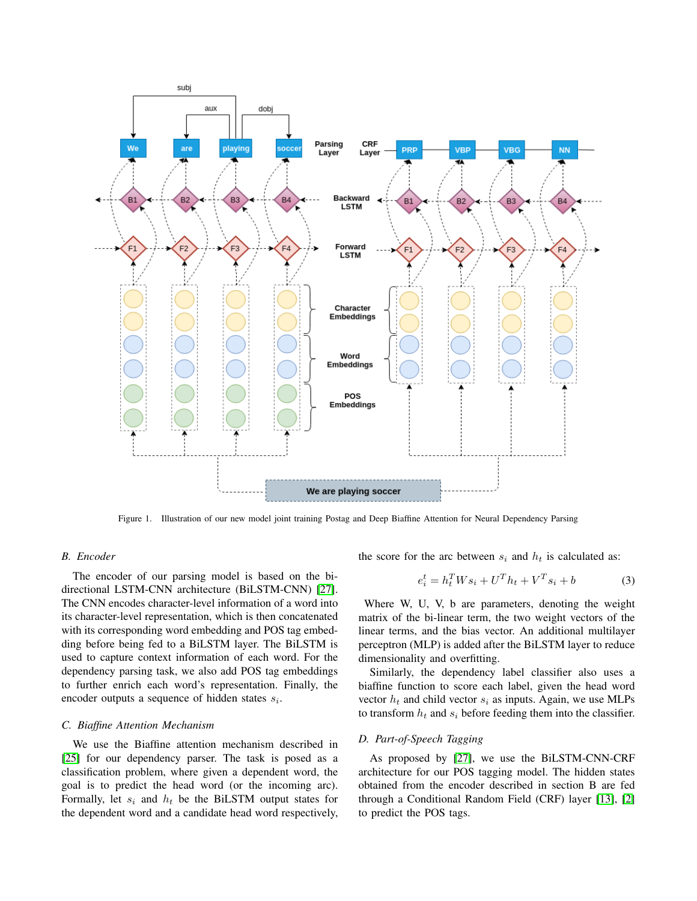Figure 1. Illustration of our new model joint training Postag and Deep Biaffine Attention for Neural Dependency Parsing

### B. Encoder

The encoder of our parsing model is based on the bi-directional LSTM-CNN architecture (BiLSTM-CNN) [27]. The CNN encodes character-level information of a word into its character-level representation, which is then concatenated with its corresponding word embedding and POS tag embedding before being fed to a BiLSTM layer. The BiLSTM is used to capture context information of each word. For the dependency parsing task, we also add POS tag embeddings to further enrich each word's representation. Finally, the encoder outputs a sequence of hidden states $s_i$.

### C. Biaffine Attention Mechanism

We use the Biaffine attention mechanism described in [25] for our dependency parser. The task is posed as a classification problem, where given a dependent word, the goal is to predict the head word (or the incoming arc). Formally, let $s_i$ and $h_t$ be the BiLSTM output states for the dependent word and a candidate head word respectively, the score for the arc between $s_i$ and $h_t$ is calculated as:

$$e_i^t = h_t^T W s_i + U^T h_t + V^T s_i + b \tag{3}$$

Where W, U, V, b are parameters, denoting the weight matrix of the bi-linear term, the two weight vectors of the linear terms, and the bias vector. An additional multilayer perceptron (MLP) is added after the BiLSTM layer to reduce dimensionality and overfitting.

Similarly, the dependency label classifier also uses a biaffine function to score each label, given the head word vector $h_t$ and child vector $s_i$ as inputs. Again, we use MLPs to transform $h_t$ and $s_i$ before feeding them into the classifier.

### D. Part-of-Speech Tagging

As proposed by [27], we use the BiLSTM-CNN-CRF architecture for our POS tagging model. The hidden states obtained from the encoder described in section B are fed through a Conditional Random Field (CRF) layer [13], [2] to predict the POS tags.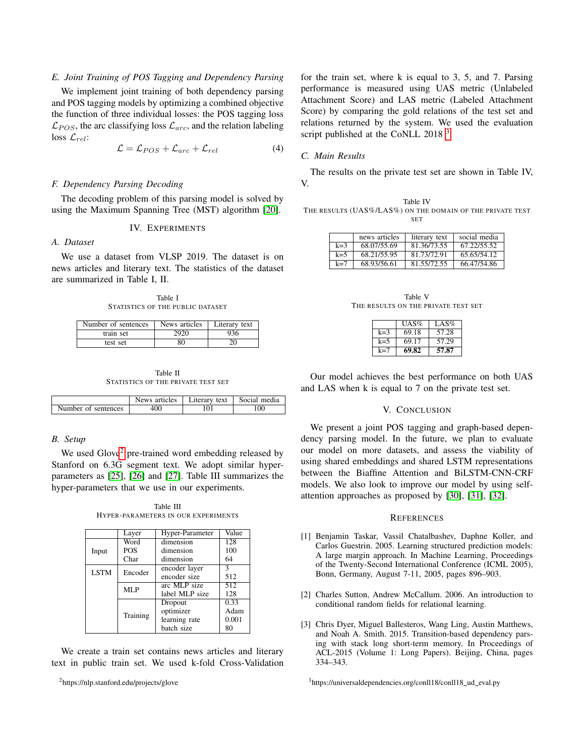### E. Joint Training of POS Tagging and Dependency Parsing

We implement joint training of both dependency parsing and POS tagging models by optimizing a combined objective the function of three individual losses: the POS tagging loss $\mathcal{L}_{POS}$, the arc classifying loss $\mathcal{L}_{arc}$, and the relation labeling loss $\mathcal{L}_{rel}$:

$$\mathcal{L} = \mathcal{L}_{POS} + \mathcal{L}_{arc} + \mathcal{L}_{rel} \quad (4)$$

### F. Dependency Parsing Decoding

The decoding problem of this parsing model is solved by using the Maximum Spanning Tree (MST) algorithm [20].

## IV. Experiments

### A. Dataset

We use a dataset from VLSP 2019. The dataset is on news articles and literary text. The statistics of the dataset are summarized in Table I, II.

Table I
Statistics of the public dataset

| Number of sentences | News articles | Literary text |
|---|---|---|
| train set | 2920 | 936 |
| test set | 80 | 20 |

Table II
Statistics of the private test set

| | News articles | Literary text | Social media |
|---|---|---|---|
| Number of sentences | 400 | 101 | 100 |

### B. Setup

We used Glove[2] pre-trained word embedding released by Stanford on 6.3G segment text. We adopt similar hyper-parameters as [25], [26] and [27]. Table III summarizes the hyper-parameters that we use in our experiments.

Table III
Hyper-parameters in our experiments

| | Layer | Hyper-Parameter | Value |
|---|---|---|---|
| Input | Word | dimension | 128 |
| | POS | dimension | 100 |
| | Char | dimension | 64 |
| LSTM | Encoder | encoder layer | 3 |
| | | encoder size | 512 |
| | MLP | arc MLP size | 512 |
| | | label MLP size | 128 |
| | Training | Dropout | 0.33 |
| | | optimizer | Adam |
| | | learning rate | 0.001 |
| | | batch size | 80 |

We create a train set contains news articles and literary text in public train set. We used k-fold Cross-Validation for the train set, where k is equal to 3, 5, and 7. Parsing performance is measured using UAS metric (Unlabeled Attachment Score) and LAS metric (Labeled Attachment Score) by comparing the gold relations of the test set and relations returned by the system. We used the evaluation script published at the CoNLL 2018 [3].

### C. Main Results

The results on the private test set are shown in Table IV, V.

Table IV
The results (UAS%/LAS%) on the domain of the private test set

| | news articles | literary text | social media |
|---|---|---|---|
| k=3 | 68.07/55.69 | 81.36/73.55 | 67.22/55.52 |
| k=5 | 68.21/55.95 | 81.73/72.91 | 65.65/54.12 |
| k=7 | 68.93/56.61 | 81.55/72.55 | 66.47/54.86 |

Table V
The results on the private test set

| | UAS% | LAS% |
|---|---|---|
| k=3 | 69.18 | 57.28 |
| k=5 | 69.17 | 57.29 |
| k=7 | **69.82** | **57.87** |

Our model achieves the best performance on both UAS and LAS when k is equal to 7 on the private test set.

## V. Conclusion

We present a joint POS tagging and graph-based dependency parsing model. In the future, we plan to evaluate our model on more datasets, and assess the viability of using shared embeddings and shared LSTM representations between the Biaffine Attention and BiLSTM-CNN-CRF models. We also look to improve our model by using self-attention approaches as proposed by [30], [31], [32].

## References

[1] Benjamin Taskar, Vassil Chatalbashev, Daphne Koller, and Carlos Guestrin. 2005. Learning structured prediction models: A large margin approach. In Machine Learning, Proceedings of the Twenty-Second International Conference (ICML 2005), Bonn, Germany, August 7-11, 2005, pages 896–903.

[2] Charles Sutton, Andrew McCallum. 2006. An introduction to conditional random fields for relational learning.

[3] Chris Dyer, Miguel Ballesteros, Wang Ling, Austin Matthews, and Noah A. Smith. 2015. Transition-based dependency parsing with stack long short-term memory. In Proceedings of ACL-2015 (Volume 1: Long Papers). Beijing, China, pages 334–343.

[2] https://nlp.stanford.edu/projects/glove

[3] https://universaldependencies.org/conll18/conll18_ud_eval.py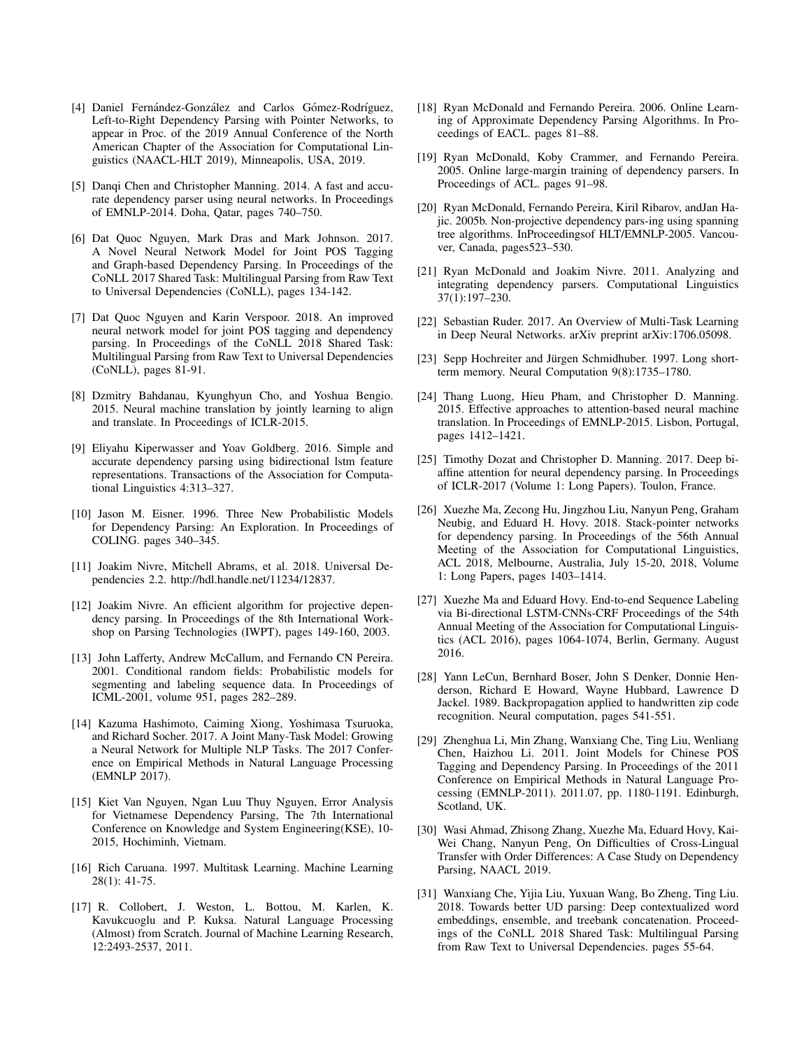[4] Daniel Fernández-González and Carlos Gómez-Rodríguez, Left-to-Right Dependency Parsing with Pointer Networks, to appear in Proc. of the 2019 Annual Conference of the North American Chapter of the Association for Computational Linguistics (NAACL-HLT 2019), Minneapolis, USA, 2019.

[5] Danqi Chen and Christopher Manning. 2014. A fast and accurate dependency parser using neural networks. In Proceedings of EMNLP-2014. Doha, Qatar, pages 740–750.

[6] Dat Quoc Nguyen, Mark Dras and Mark Johnson. 2017. A Novel Neural Network Model for Joint POS Tagging and Graph-based Dependency Parsing. In Proceedings of the CoNLL 2017 Shared Task: Multilingual Parsing from Raw Text to Universal Dependencies (CoNLL), pages 134-142.

[7] Dat Quoc Nguyen and Karin Verspoor. 2018. An improved neural network model for joint POS tagging and dependency parsing. In Proceedings of the CoNLL 2018 Shared Task: Multilingual Parsing from Raw Text to Universal Dependencies (CoNLL), pages 81-91.

[8] Dzmitry Bahdanau, Kyunghyun Cho, and Yoshua Bengio. 2015. Neural machine translation by jointly learning to align and translate. In Proceedings of ICLR-2015.

[9] Eliyahu Kiperwasser and Yoav Goldberg. 2016. Simple and accurate dependency parsing using bidirectional lstm feature representations. Transactions of the Association for Computational Linguistics 4:313–327.

[10] Jason M. Eisner. 1996. Three New Probabilistic Models for Dependency Parsing: An Exploration. In Proceedings of COLING. pages 340–345.

[11] Joakim Nivre, Mitchell Abrams, et al. 2018. Universal Dependencies 2.2. http://hdl.handle.net/11234/12837.

[12] Joakim Nivre. An efficient algorithm for projective dependency parsing. In Proceedings of the 8th International Workshop on Parsing Technologies (IWPT), pages 149-160, 2003.

[13] John Lafferty, Andrew McCallum, and Fernando CN Pereira. 2001. Conditional random fields: Probabilistic models for segmenting and labeling sequence data. In Proceedings of ICML-2001, volume 951, pages 282–289.

[14] Kazuma Hashimoto, Caiming Xiong, Yoshimasa Tsuruoka, and Richard Socher. 2017. A Joint Many-Task Model: Growing a Neural Network for Multiple NLP Tasks. The 2017 Conference on Empirical Methods in Natural Language Processing (EMNLP 2017).

[15] Kiet Van Nguyen, Ngan Luu Thuy Nguyen, Error Analysis for Vietnamese Dependency Parsing, The 7th International Conference on Knowledge and System Engineering(KSE), 10-2015, Hochiminh, Vietnam.

[16] Rich Caruana. 1997. Multitask Learning. Machine Learning 28(1): 41-75.

[17] R. Collobert, J. Weston, L. Bottou, M. Karlen, K. Kavukcuoglu and P. Kuksa. Natural Language Processing (Almost) from Scratch. Journal of Machine Learning Research, 12:2493-2537, 2011.

[18] Ryan McDonald and Fernando Pereira. 2006. Online Learning of Approximate Dependency Parsing Algorithms. In Proceedings of EACL. pages 81–88.

[19] Ryan McDonald, Koby Crammer, and Fernando Pereira. 2005. Online large-margin training of dependency parsers. In Proceedings of ACL. pages 91–98.

[20] Ryan McDonald, Fernando Pereira, Kiril Ribarov, andJan Hajic. 2005b. Non-projective dependency pars-ing using spanning tree algorithms. InProceedingsof HLT/EMNLP-2005. Vancouver, Canada, pages523–530.

[21] Ryan McDonald and Joakim Nivre. 2011. Analyzing and integrating dependency parsers. Computational Linguistics 37(1):197–230.

[22] Sebastian Ruder. 2017. An Overview of Multi-Task Learning in Deep Neural Networks. arXiv preprint arXiv:1706.05098.

[23] Sepp Hochreiter and Jürgen Schmidhuber. 1997. Long short-term memory. Neural Computation 9(8):1735–1780.

[24] Thang Luong, Hieu Pham, and Christopher D. Manning. 2015. Effective approaches to attention-based neural machine translation. In Proceedings of EMNLP-2015. Lisbon, Portugal, pages 1412–1421.

[25] Timothy Dozat and Christopher D. Manning. 2017. Deep biaffine attention for neural dependency parsing. In Proceedings of ICLR-2017 (Volume 1: Long Papers). Toulon, France.

[26] Xuezhe Ma, Zecong Hu, Jingzhou Liu, Nanyun Peng, Graham Neubig, and Eduard H. Hovy. 2018. Stack-pointer networks for dependency parsing. In Proceedings of the 56th Annual Meeting of the Association for Computational Linguistics, ACL 2018, Melbourne, Australia, July 15-20, 2018, Volume 1: Long Papers, pages 1403–1414.

[27] Xuezhe Ma and Eduard Hovy. End-to-end Sequence Labeling via Bi-directional LSTM-CNNs-CRF Proceedings of the 54th Annual Meeting of the Association for Computational Linguistics (ACL 2016), pages 1064-1074, Berlin, Germany. August 2016.

[28] Yann LeCun, Bernhard Boser, John S Denker, Donnie Henderson, Richard E Howard, Wayne Hubbard, Lawrence D Jackel. 1989. Backpropagation applied to handwritten zip code recognition. Neural computation, pages 541-551.

[29] Zhenghua Li, Min Zhang, Wanxiang Che, Ting Liu, Wenliang Chen, Haizhou Li. 2011. Joint Models for Chinese POS Tagging and Dependency Parsing. In Proceedings of the 2011 Conference on Empirical Methods in Natural Language Processing (EMNLP-2011). 2011.07, pp. 1180-1191. Edinburgh, Scotland, UK.

[30] Wasi Ahmad, Zhisong Zhang, Xuezhe Ma, Eduard Hovy, Kai-Wei Chang, Nanyun Peng, On Difficulties of Cross-Lingual Transfer with Order Differences: A Case Study on Dependency Parsing, NAACL 2019.

[31] Wanxiang Che, Yijia Liu, Yuxuan Wang, Bo Zheng, Ting Liu. 2018. Towards better UD parsing: Deep contextualized word embeddings, ensemble, and treebank concatenation. Proceedings of the CoNLL 2018 Shared Task: Multilingual Parsing from Raw Text to Universal Dependencies. pages 55-64.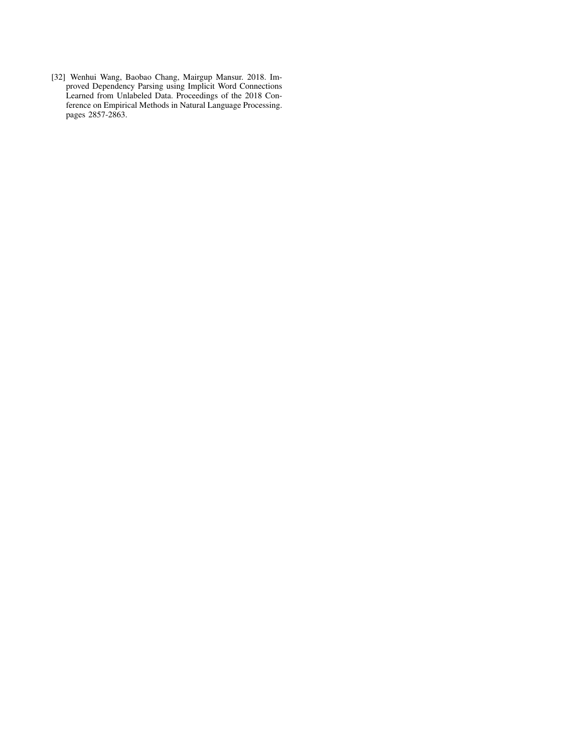[32] Wenhui Wang, Baobao Chang, Mairgup Mansur. 2018. Improved Dependency Parsing using Implicit Word Connections Learned from Unlabeled Data. Proceedings of the 2018 Conference on Empirical Methods in Natural Language Processing. pages 2857-2863.